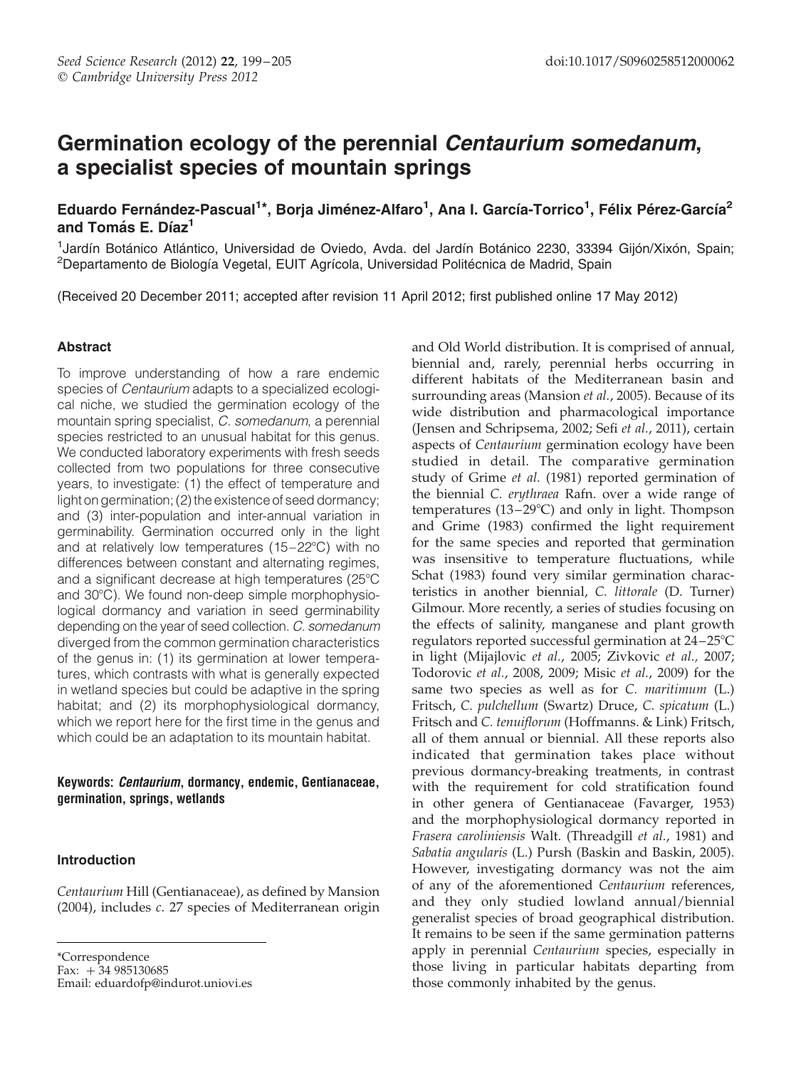# Germination ecology of the perennial *Centaurium somedanum*, a specialist species of mountain springs

**Eduardo Fernández-Pascual[1]\*, Borja Jiménez-Alfaro[1], Ana I. García-Torrico[1], Félix Pérez-García[2] and Tomás E. Díaz[1]**

[1]Jardín Botánico Atlántico, Universidad de Oviedo, Avda. del Jardín Botánico 2230, 33394 Gijón/Xixón, Spain; [2]Departamento de Biología Vegetal, EUIT Agrícola, Universidad Politécnica de Madrid, Spain

(Received 20 December 2011; accepted after revision 11 April 2012; first published online 17 May 2012)

## Abstract

To improve understanding of how a rare endemic species of *Centaurium* adapts to a specialized ecological niche, we studied the germination ecology of the mountain spring specialist, *C. somedanum*, a perennial species restricted to an unusual habitat for this genus. We conducted laboratory experiments with fresh seeds collected from two populations for three consecutive years, to investigate: (1) the effect of temperature and light on germination; (2) the existence of seed dormancy; and (3) inter-population and inter-annual variation in germinability. Germination occurred only in the light and at relatively low temperatures (15–22°C) with no differences between constant and alternating regimes, and a significant decrease at high temperatures (25°C and 30°C). We found non-deep simple morphophysiological dormancy and variation in seed germinability depending on the year of seed collection. *C. somedanum* diverged from the common germination characteristics of the genus in: (1) its germination at lower temperatures, which contrasts with what is generally expected in wetland species but could be adaptive in the spring habitat; and (2) its morphophysiological dormancy, which we report here for the first time in the genus and which could be an adaptation to its mountain habitat.

**Keywords:** ***Centaurium*, dormancy, endemic, Gentianaceae, germination, springs, wetlands**

## Introduction

*Centaurium* Hill (Gentianaceae), as defined by Mansion (2004), includes *c*. 27 species of Mediterranean origin and Old World distribution. It is comprised of annual, biennial and, rarely, perennial herbs occurring in different habitats of the Mediterranean basin and surrounding areas (Mansion *et al.*, 2005). Because of its wide distribution and pharmacological importance (Jensen and Schripsema, 2002; Sefi *et al.*, 2011), certain aspects of *Centaurium* germination ecology have been studied in detail. The comparative germination study of Grime *et al.* (1981) reported germination of the biennial *C. erythraea* Rafn. over a wide range of temperatures (13–29°C) and only in light. Thompson and Grime (1983) confirmed the light requirement for the same species and reported that germination was insensitive to temperature fluctuations, while Schat (1983) found very similar germination characteristics in another biennial, *C. littorale* (D. Turner) Gilmour. More recently, a series of studies focusing on the effects of salinity, manganese and plant growth regulators reported successful germination at 24–25°C in light (Mijajlovic *et al.*, 2005; Zivkovic *et al.*, 2007; Todorovic *et al.*, 2008, 2009; Misic *et al.*, 2009) for the same two species as well as for *C. maritimum* (L.) Fritsch, *C. pulchellum* (Swartz) Druce, *C. spicatum* (L.) Fritsch and *C. tenuiflorum* (Hoffmanns. & Link) Fritsch, all of them annual or biennial. All these reports also indicated that germination takes place without previous dormancy-breaking treatments, in contrast with the requirement for cold stratification found in other genera of Gentianaceae (Favarger, 1953) and the morphophysiological dormancy reported in *Frasera caroliniensis* Walt. (Threadgill *et al.*, 1981) and *Sabatia angularis* (L.) Pursh (Baskin and Baskin, 2005). However, investigating dormancy was not the aim of any of the aforementioned *Centaurium* references, and they only studied lowland annual/biennial generalist species of broad geographical distribution. It remains to be seen if the same germination patterns apply in perennial *Centaurium* species, especially in those living in particular habitats departing from those commonly inhabited by the genus.

\*Correspondence
Fax: + 34 985130685
Email: eduardofp@indurot.uniovi.es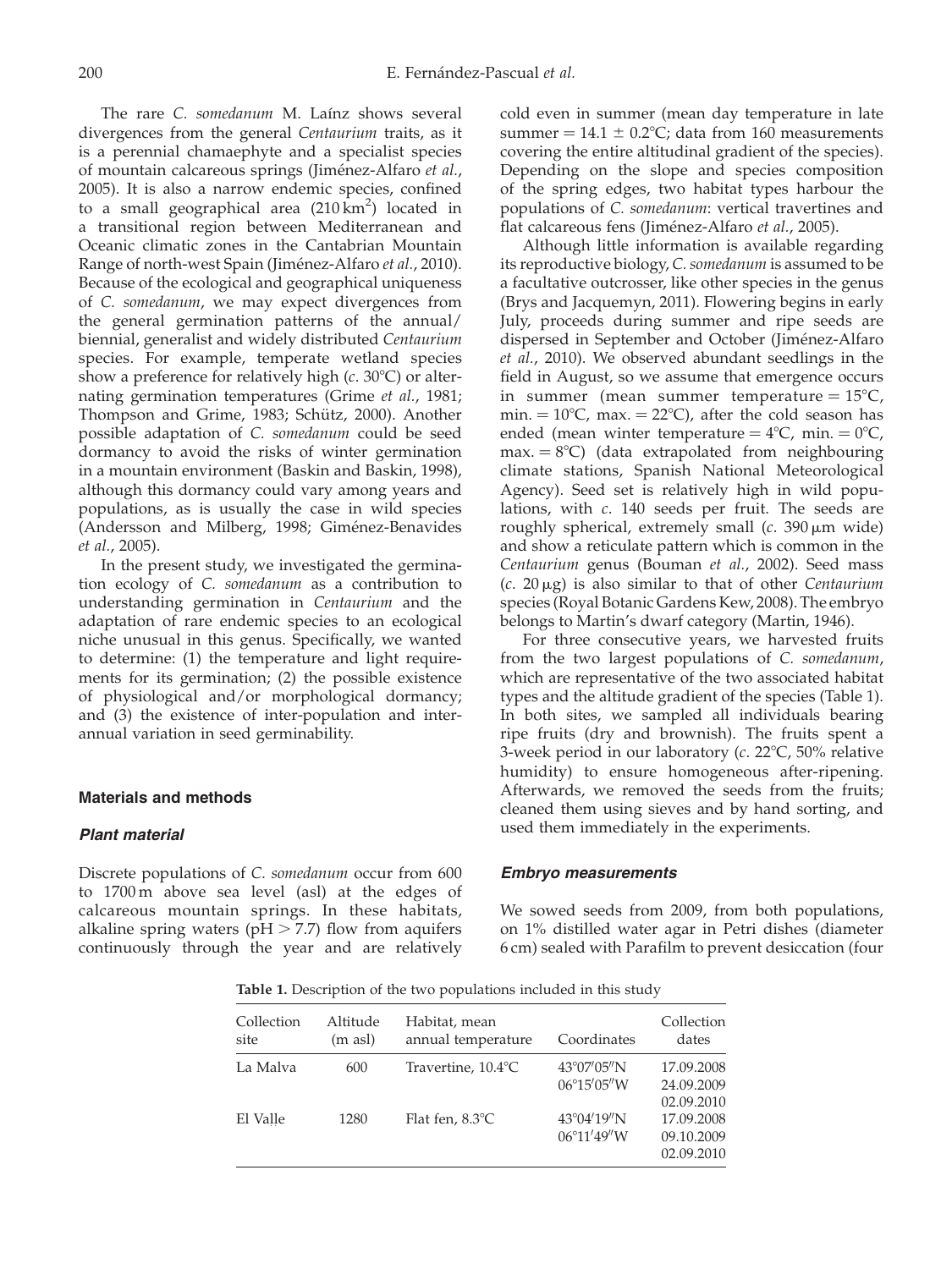The rare *C. somedanum* M. Laínz shows several divergences from the general *Centaurium* traits, as it is a perennial chamaephyte and a specialist species of mountain calcareous springs (Jiménez-Alfaro *et al.*, 2005). It is also a narrow endemic species, confined to a small geographical area (210 $km^2$) located in a transitional region between Mediterranean and Oceanic climatic zones in the Cantabrian Mountain Range of north-west Spain (Jiménez-Alfaro *et al.*, 2010). Because of the ecological and geographical uniqueness of *C. somedanum*, we may expect divergences from the general germination patterns of the annual/biennial, generalist and widely distributed *Centaurium* species. For example, temperate wetland species show a preference for relatively high (*c.* 30°C) or alternating germination temperatures (Grime *et al.*, 1981; Thompson and Grime, 1983; Schütz, 2000). Another possible adaptation of *C. somedanum* could be seed dormancy to avoid the risks of winter germination in a mountain environment (Baskin and Baskin, 1998), although this dormancy could vary among years and populations, as is usually the case in wild species (Andersson and Milberg, 1998; Giménez-Benavides *et al.*, 2005).

In the present study, we investigated the germination ecology of *C. somedanum* as a contribution to understanding germination in *Centaurium* and the adaptation of rare endemic species to an ecological niche unusual in this genus. Specifically, we wanted to determine: (1) the temperature and light requirements for its germination; (2) the possible existence of physiological and/or morphological dormancy; and (3) the existence of inter-population and inter-annual variation in seed germinability.

## Materials and methods

### Plant material

Discrete populations of *C. somedanum* occur from 600 to 1700 m above sea level (asl) at the edges of calcareous mountain springs. In these habitats, alkaline spring waters (pH > 7.7) flow from aquifers continuously through the year and are relatively cold even in summer (mean day temperature in late summer = 14.1 ± 0.2°C; data from 160 measurements covering the entire altitudinal gradient of the species). Depending on the slope and species composition of the spring edges, two habitat types harbour the populations of *C. somedanum*: vertical travertines and flat calcareous fens (Jiménez-Alfaro *et al.*, 2005).

Although little information is available regarding its reproductive biology, *C. somedanum* is assumed to be a facultative outcrosser, like other species in the genus (Brys and Jacquemyn, 2011). Flowering begins in early July, proceeds during summer and ripe seeds are dispersed in September and October (Jiménez-Alfaro *et al.*, 2010). We observed abundant seedlings in the field in August, so we assume that emergence occurs in summer (mean summer temperature = 15°C, min. = 10°C, max. = 22°C), after the cold season has ended (mean winter temperature = 4°C, min. = 0°C, max. = 8°C) (data extrapolated from neighbouring climate stations, Spanish National Meteorological Agency). Seed set is relatively high in wild populations, with *c.* 140 seeds per fruit. The seeds are roughly spherical, extremely small (*c.* 390 μm wide) and show a reticulate pattern which is common in the *Centaurium* genus (Bouman *et al.*, 2002). Seed mass (*c.* 20 μg) is also similar to that of other *Centaurium* species (Royal Botanic Gardens Kew, 2008). The embryo belongs to Martin's dwarf category (Martin, 1946).

For three consecutive years, we harvested fruits from the two largest populations of *C. somedanum*, which are representative of the two associated habitat types and the altitude gradient of the species (Table 1). In both sites, we sampled all individuals bearing ripe fruits (dry and brownish). The fruits spent a 3-week period in our laboratory (*c.* 22°C, 50% relative humidity) to ensure homogeneous after-ripening. Afterwards, we removed the seeds from the fruits; cleaned them using sieves and by hand sorting, and used them immediately in the experiments.

### Embryo measurements

We sowed seeds from 2009, from both populations, on 1% distilled water agar in Petri dishes (diameter 6 cm) sealed with Parafilm to prevent desiccation (four

**Table 1.** Description of the two populations included in this study

| Collection site | Altitude (m asl) | Habitat, mean annual temperature | Coordinates | Collection dates |
|---|---|---|---|---|
| La Malva | 600 | Travertine, 10.4°C | 43°07′05″N 06°15′05″W | 17.09.2008 24.09.2009 02.09.2010 |
| El Valle | 1280 | Flat fen, 8.3°C | 43°04′19″N 06°11′49″W | 17.09.2008 09.10.2009 02.09.2010 |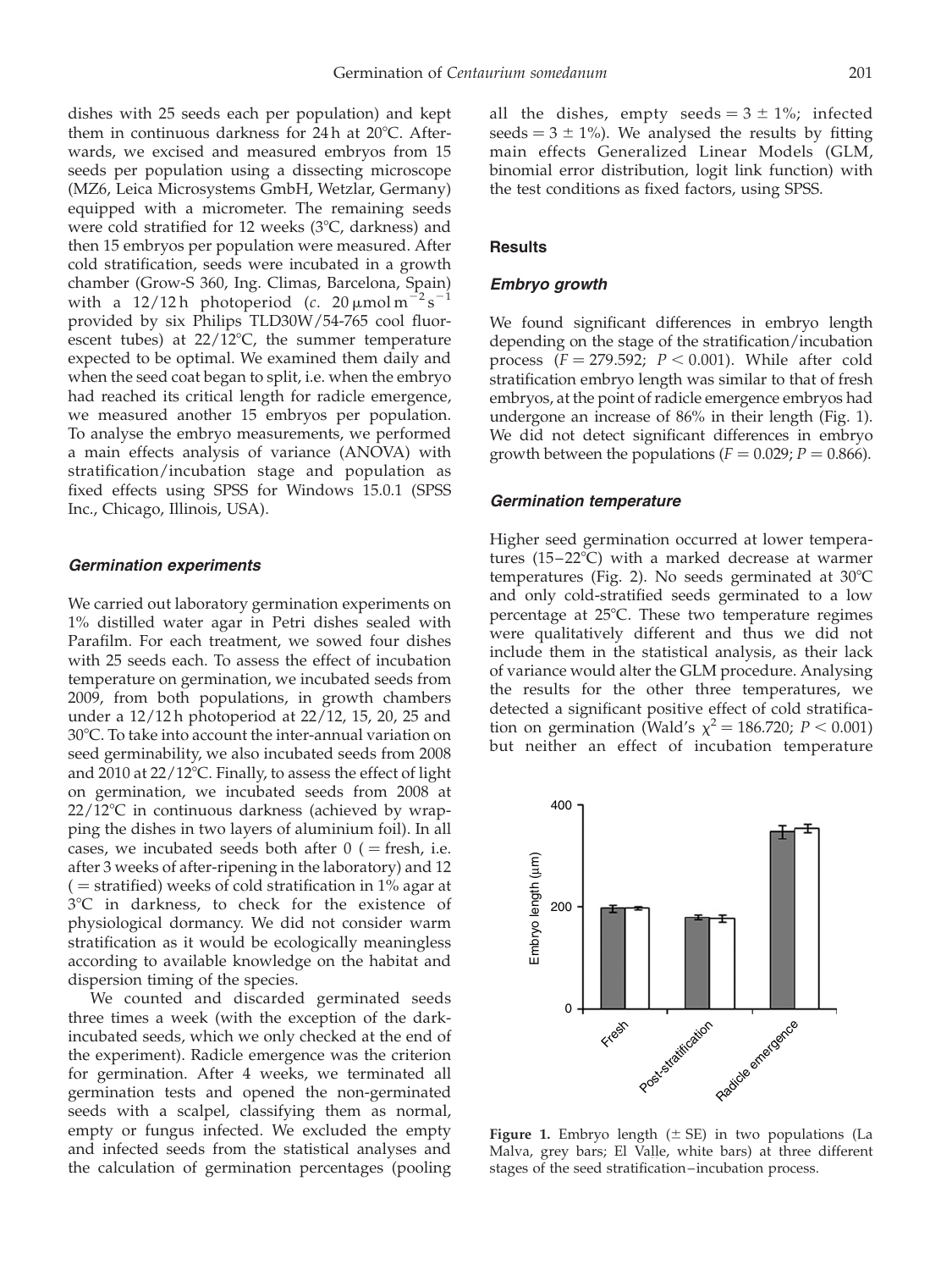dishes with 25 seeds each per population) and kept them in continuous darkness for 24 h at 20°C. Afterwards, we excised and measured embryos from 15 seeds per population using a dissecting microscope (MZ6, Leica Microsystems GmbH, Wetzlar, Germany) equipped with a micrometer. The remaining seeds were cold stratified for 12 weeks (3°C, darkness) and then 15 embryos per population were measured. After cold stratification, seeds were incubated in a growth chamber (Grow-S 360, Ing. Climas, Barcelona, Spain) with a 12/12 h photoperiod (*c.* 20 μmol $m^{-2}$ $s^{-1}$ provided by six Philips TLD30W/54-765 cool fluorescent tubes) at 22/12°C, the summer temperature expected to be optimal. We examined them daily and when the seed coat began to split, i.e. when the embryo had reached its critical length for radicle emergence, we measured another 15 embryos per population. To analyse the embryo measurements, we performed a main effects analysis of variance (ANOVA) with stratification/incubation stage and population as fixed effects using SPSS for Windows 15.0.1 (SPSS Inc., Chicago, Illinois, USA).

### *Germination experiments*

We carried out laboratory germination experiments on 1% distilled water agar in Petri dishes sealed with Parafilm. For each treatment, we sowed four dishes with 25 seeds each. To assess the effect of incubation temperature on germination, we incubated seeds from 2009, from both populations, in growth chambers under a 12/12 h photoperiod at 22/12, 15, 20, 25 and 30°C. To take into account the inter-annual variation on seed germinability, we also incubated seeds from 2008 and 2010 at 22/12°C. Finally, to assess the effect of light on germination, we incubated seeds from 2008 at 22/12°C in continuous darkness (achieved by wrapping the dishes in two layers of aluminium foil). In all cases, we incubated seeds both after 0 ( = fresh, i.e. after 3 weeks of after-ripening in the laboratory) and 12 ( = stratified) weeks of cold stratification in 1% agar at 3°C in darkness, to check for the existence of physiological dormancy. We did not consider warm stratification as it would be ecologically meaningless according to available knowledge on the habitat and dispersion timing of the species.

We counted and discarded germinated seeds three times a week (with the exception of the dark-incubated seeds, which we only checked at the end of the experiment). Radicle emergence was the criterion for germination. After 4 weeks, we terminated all germination tests and opened the non-germinated seeds with a scalpel, classifying them as normal, empty or fungus infected. We excluded the empty and infected seeds from the statistical analyses and the calculation of germination percentages (pooling all the dishes, empty seeds = 3 ± 1%; infected seeds = 3 ± 1%). We analysed the results by fitting main effects Generalized Linear Models (GLM, binomial error distribution, logit link function) with the test conditions as fixed factors, using SPSS.

## Results

### *Embryo growth*

We found significant differences in embryo length depending on the stage of the stratification/incubation process ($F = 279.592$; $P < 0.001$). While after cold stratification embryo length was similar to that of fresh embryos, at the point of radicle emergence embryos had undergone an increase of 86% in their length (Fig. 1). We did not detect significant differences in embryo growth between the populations ($F = 0.029$; $P = 0.866$).

### *Germination temperature*

Higher seed germination occurred at lower temperatures (15–22°C) with a marked decrease at warmer temperatures (Fig. 2). No seeds germinated at 30°C and only cold-stratified seeds germinated to a low percentage at 25°C. These two temperature regimes were qualitatively different and thus we did not include them in the statistical analysis, as their lack of variance would alter the GLM procedure. Analysing the results for the other three temperatures, we detected a significant positive effect of cold stratification on germination (Wald's $\chi^2 = 186.720$; $P < 0.001$) but neither an effect of incubation temperature

**Figure 1.** Embryo length (± SE) in two populations (La Malva, grey bars; El Valle, white bars) at three different stages of the seed stratification–incubation process.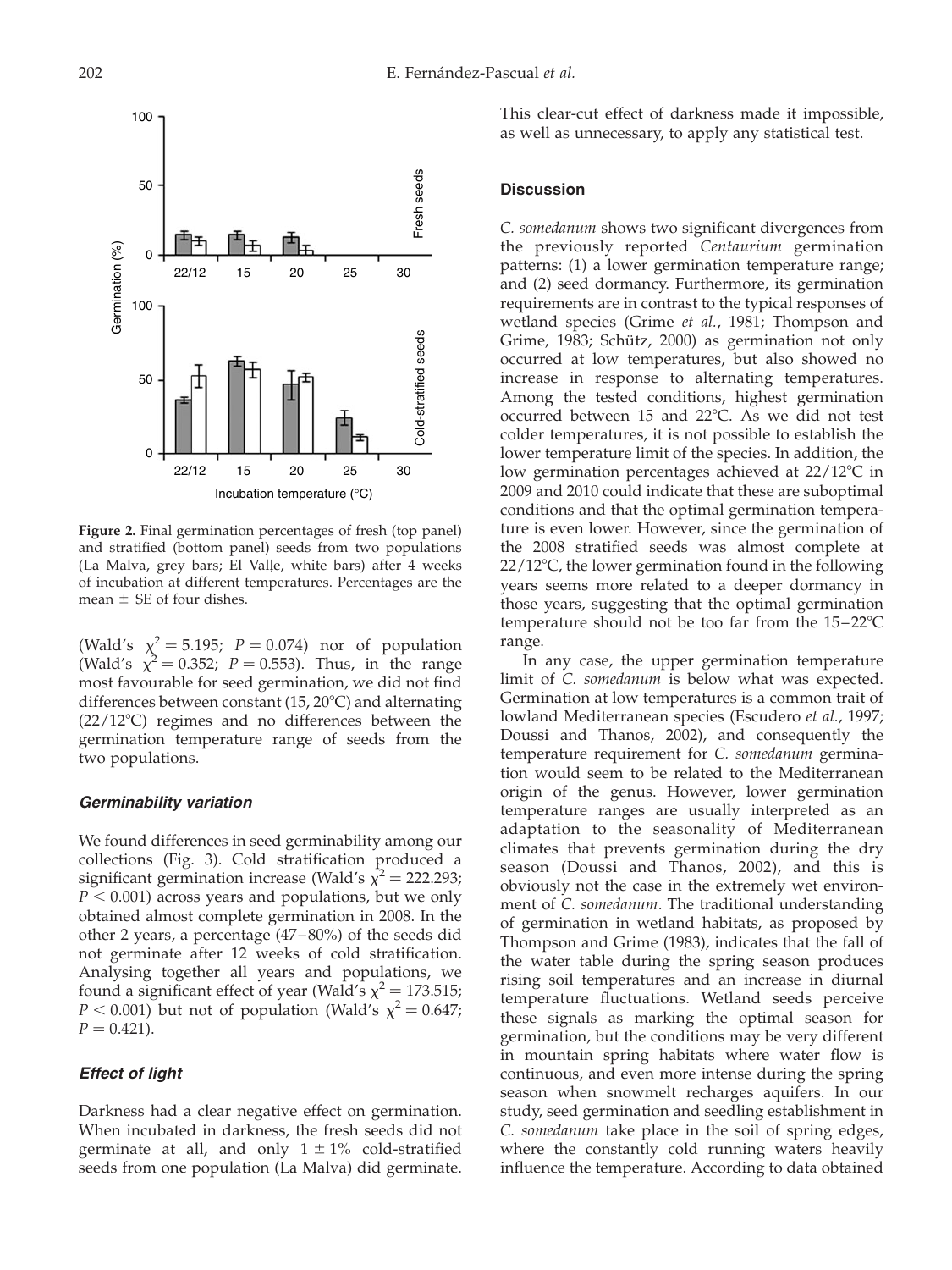**Figure 2.** Final germination percentages of fresh (top panel) and stratified (bottom panel) seeds from two populations (La Malva, grey bars; El Valle, white bars) after 4 weeks of incubation at different temperatures. Percentages are the mean ± SE of four dishes.

(Wald's $\chi^2 = 5.195$; $P = 0.074$) nor of population (Wald's $\chi^2 = 0.352$; $P = 0.553$). Thus, in the range most favourable for seed germination, we did not find differences between constant (15, 20°C) and alternating (22/12°C) regimes and no differences between the germination temperature range of seeds from the two populations.

### *Germinability variation*

We found differences in seed germinability among our collections (Fig. 3). Cold stratification produced a significant germination increase (Wald's $\chi^2 = 222.293$; $P < 0.001$) across years and populations, but we only obtained almost complete germination in 2008. In the other 2 years, a percentage (47–80%) of the seeds did not germinate after 12 weeks of cold stratification. Analysing together all years and populations, we found a significant effect of year (Wald's $\chi^2 = 173.515$; $P < 0.001$) but not of population (Wald's $\chi^2 = 0.647$; $P = 0.421$).

### *Effect of light*

Darkness had a clear negative effect on germination. When incubated in darkness, the fresh seeds did not germinate at all, and only 1 ± 1% cold-stratified seeds from one population (La Malva) did germinate. This clear-cut effect of darkness made it impossible, as well as unnecessary, to apply any statistical test.

## Discussion

*C. somedanum* shows two significant divergences from the previously reported *Centaurium* germination patterns: (1) a lower germination temperature range; and (2) seed dormancy. Furthermore, its germination requirements are in contrast to the typical responses of wetland species (Grime *et al.*, 1981; Thompson and Grime, 1983; Schütz, 2000) as germination not only occurred at low temperatures, but also showed no increase in response to alternating temperatures. Among the tested conditions, highest germination occurred between 15 and 22°C. As we did not test colder temperatures, it is not possible to establish the lower temperature limit of the species. In addition, the low germination percentages achieved at 22/12°C in 2009 and 2010 could indicate that these are suboptimal conditions and that the optimal germination temperature is even lower. However, since the germination of the 2008 stratified seeds was almost complete at 22/12°C, the lower germination found in the following years seems more related to a deeper dormancy in those years, suggesting that the optimal germination temperature should not be too far from the 15–22°C range.

In any case, the upper germination temperature limit of *C. somedanum* is below what was expected. Germination at low temperatures is a common trait of lowland Mediterranean species (Escudero *et al.*, 1997; Doussi and Thanos, 2002), and consequently the temperature requirement for *C. somedanum* germination would seem to be related to the Mediterranean origin of the genus. However, lower germination temperature ranges are usually interpreted as an adaptation to the seasonality of Mediterranean climates that prevents germination during the dry season (Doussi and Thanos, 2002), and this is obviously not the case in the extremely wet environment of *C. somedanum*. The traditional understanding of germination in wetland habitats, as proposed by Thompson and Grime (1983), indicates that the fall of the water table during the spring season produces rising soil temperatures and an increase in diurnal temperature fluctuations. Wetland seeds perceive these signals as marking the optimal season for germination, but the conditions may be very different in mountain spring habitats where water flow is continuous, and even more intense during the spring season when snowmelt recharges aquifers. In our study, seed germination and seedling establishment in *C. somedanum* take place in the soil of spring edges, where the constantly cold running waters heavily influence the temperature. According to data obtained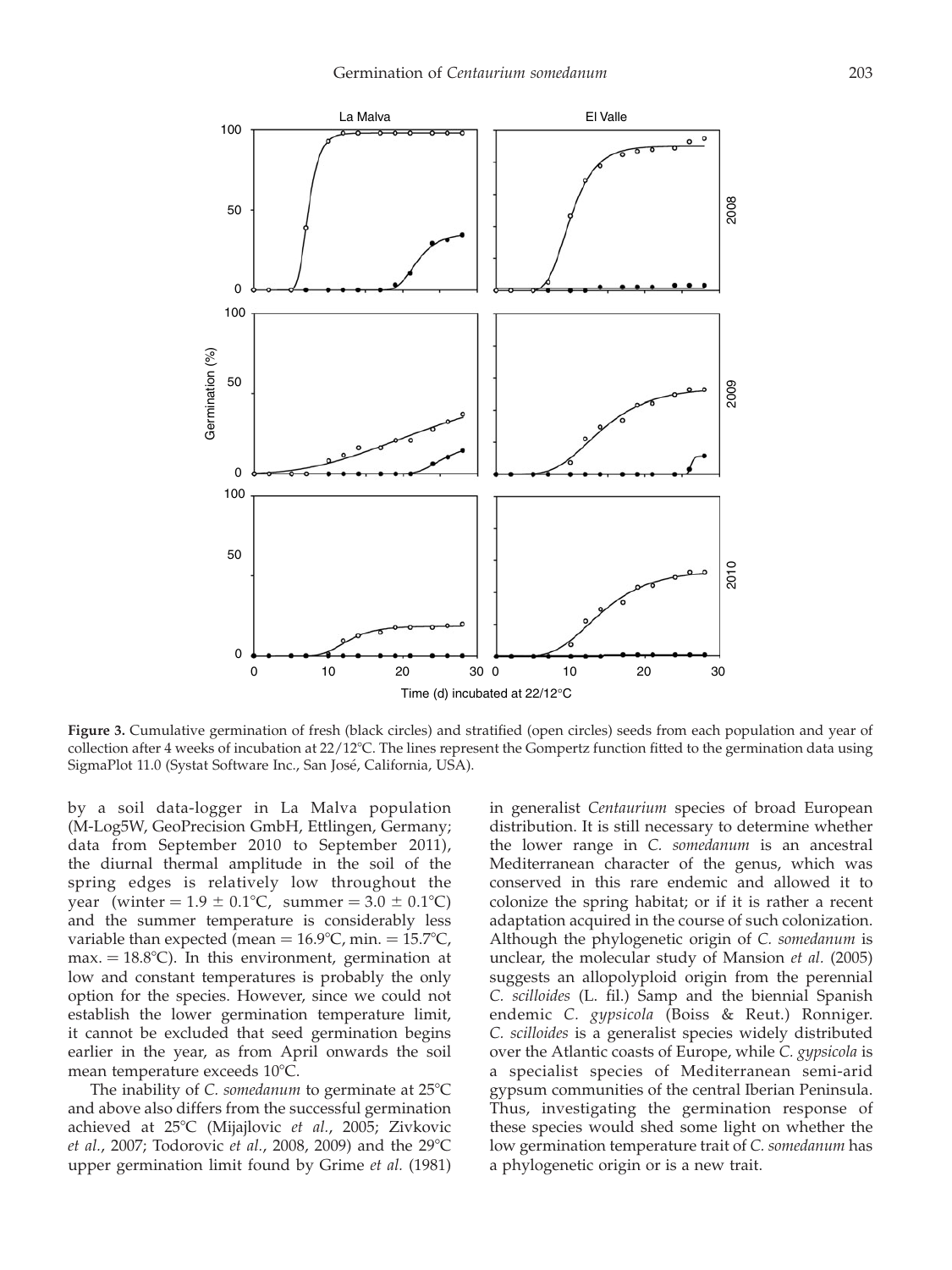**Figure 3.** Cumulative germination of fresh (black circles) and stratified (open circles) seeds from each population and year of collection after 4 weeks of incubation at 22/12°C. The lines represent the Gompertz function fitted to the germination data using SigmaPlot 11.0 (Systat Software Inc., San José, California, USA).

by a soil data-logger in La Malva population (M-Log5W, GeoPrecision GmbH, Ettlingen, Germany; data from September 2010 to September 2011), the diurnal thermal amplitude in the soil of the spring edges is relatively low throughout the year (winter = 1.9 ± 0.1°C, summer = 3.0 ± 0.1°C) and the summer temperature is considerably less variable than expected (mean = 16.9°C, min. = 15.7°C, max. = 18.8°C). In this environment, germination at low and constant temperatures is probably the only option for the species. However, since we could not establish the lower germination temperature limit, it cannot be excluded that seed germination begins earlier in the year, as from April onwards the soil mean temperature exceeds 10°C.

The inability of *C. somedanum* to germinate at 25°C and above also differs from the successful germination achieved at 25°C (Mijajlovic *et al.*, 2005; Zivkovic *et al.*, 2007; Todorovic *et al.*, 2008, 2009) and the 29°C upper germination limit found by Grime *et al.* (1981) in generalist *Centaurium* species of broad European distribution. It is still necessary to determine whether the lower range in *C. somedanum* is an ancestral Mediterranean character of the genus, which was conserved in this rare endemic and allowed it to colonize the spring habitat; or if it is rather a recent adaptation acquired in the course of such colonization. Although the phylogenetic origin of *C. somedanum* is unclear, the molecular study of Mansion *et al.* (2005) suggests an allopolyploid origin from the perennial *C. scilloides* (L. fil.) Samp and the biennial Spanish endemic *C. gypsicola* (Boiss & Reut.) Ronniger. *C. scilloides* is a generalist species widely distributed over the Atlantic coasts of Europe, while *C. gypsicola* is a specialist species of Mediterranean semi-arid gypsum communities of the central Iberian Peninsula. Thus, investigating the germination response of these species would shed some light on whether the low germination temperature trait of *C. somedanum* has a phylogenetic origin or is a new trait.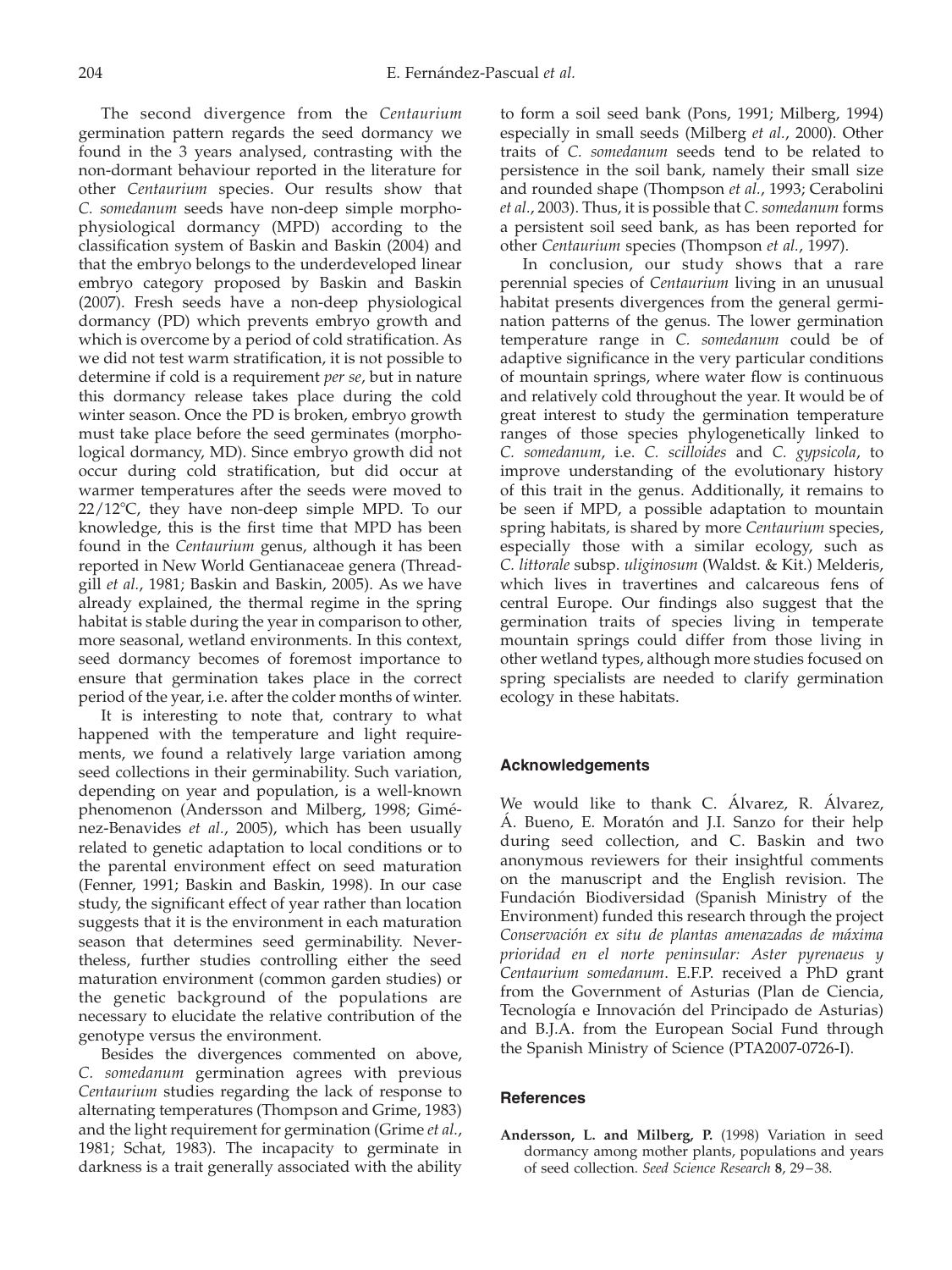The second divergence from the *Centaurium* germination pattern regards the seed dormancy we found in the 3 years analysed, contrasting with the non-dormant behaviour reported in the literature for other *Centaurium* species. Our results show that *C. somedanum* seeds have non-deep simple morphophysiological dormancy (MPD) according to the classification system of Baskin and Baskin (2004) and that the embryo belongs to the underdeveloped linear embryo category proposed by Baskin and Baskin (2007). Fresh seeds have a non-deep physiological dormancy (PD) which prevents embryo growth and which is overcome by a period of cold stratification. As we did not test warm stratification, it is not possible to determine if cold is a requirement *per se*, but in nature this dormancy release takes place during the cold winter season. Once the PD is broken, embryo growth must take place before the seed germinates (morphological dormancy, MD). Since embryo growth did not occur during cold stratification, but did occur at warmer temperatures after the seeds were moved to 22/12°C, they have non-deep simple MPD. To our knowledge, this is the first time that MPD has been found in the *Centaurium* genus, although it has been reported in New World Gentianaceae genera (Threadgill *et al.*, 1981; Baskin and Baskin, 2005). As we have already explained, the thermal regime in the spring habitat is stable during the year in comparison to other, more seasonal, wetland environments. In this context, seed dormancy becomes of foremost importance to ensure that germination takes place in the correct period of the year, i.e. after the colder months of winter.

It is interesting to note that, contrary to what happened with the temperature and light requirements, we found a relatively large variation among seed collections in their germinability. Such variation, depending on year and population, is a well-known phenomenon (Andersson and Milberg, 1998; Giménez-Benavides *et al.*, 2005), which has been usually related to genetic adaptation to local conditions or to the parental environment effect on seed maturation (Fenner, 1991; Baskin and Baskin, 1998). In our case study, the significant effect of year rather than location suggests that it is the environment in each maturation season that determines seed germinability. Nevertheless, further studies controlling either the seed maturation environment (common garden studies) or the genetic background of the populations are necessary to elucidate the relative contribution of the genotype versus the environment.

Besides the divergences commented on above, *C. somedanum* germination agrees with previous *Centaurium* studies regarding the lack of response to alternating temperatures (Thompson and Grime, 1983) and the light requirement for germination (Grime *et al.*, 1981; Schat, 1983). The incapacity to germinate in darkness is a trait generally associated with the ability to form a soil seed bank (Pons, 1991; Milberg, 1994) especially in small seeds (Milberg *et al.*, 2000). Other traits of *C. somedanum* seeds tend to be related to persistence in the soil bank, namely their small size and rounded shape (Thompson *et al.*, 1993; Cerabolini *et al.*, 2003). Thus, it is possible that *C. somedanum* forms a persistent soil seed bank, as has been reported for other *Centaurium* species (Thompson *et al.*, 1997).

In conclusion, our study shows that a rare perennial species of *Centaurium* living in an unusual habitat presents divergences from the general germination patterns of the genus. The lower germination temperature range in *C. somedanum* could be of adaptive significance in the very particular conditions of mountain springs, where water flow is continuous and relatively cold throughout the year. It would be of great interest to study the germination temperature ranges of those species phylogenetically linked to *C. somedanum*, i.e. *C. scilloides* and *C. gypsicola*, to improve understanding of the evolutionary history of this trait in the genus. Additionally, it remains to be seen if MPD, a possible adaptation to mountain spring habitats, is shared by more *Centaurium* species, especially those with a similar ecology, such as *C. littorale* subsp. *uliginosum* (Waldst. & Kit.) Melderis, which lives in travertines and calcareous fens of central Europe. Our findings also suggest that the germination traits of species living in temperate mountain springs could differ from those living in other wetland types, although more studies focused on spring specialists are needed to clarify germination ecology in these habitats.

## Acknowledgements

We would like to thank C. Álvarez, R. Álvarez, Á. Bueno, E. Moratón and J.I. Sanzo for their help during seed collection, and C. Baskin and two anonymous reviewers for their insightful comments on the manuscript and the English revision. The Fundación Biodiversidad (Spanish Ministry of the Environment) funded this research through the project *Conservación ex situ de plantas amenazadas de máxima prioridad en el norte peninsular: Aster pyrenaeus y Centaurium somedanum*. E.F.P. received a PhD grant from the Government of Asturias (Plan de Ciencia, Tecnología e Innovación del Principado de Asturias) and B.J.A. from the European Social Fund through the Spanish Ministry of Science (PTA2007-0726-I).

## References

**Andersson, L. and Milberg, P.** (1998) Variation in seed dormancy among mother plants, populations and years of seed collection. *Seed Science Research* **8**, 29–38.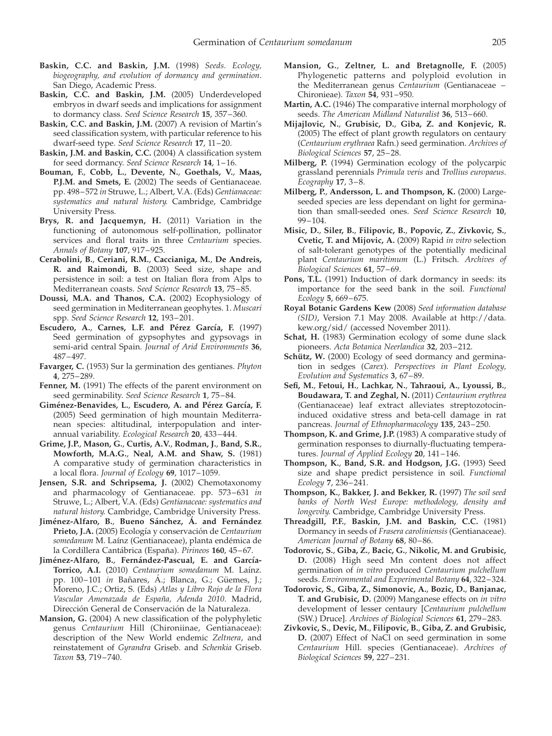**Baskin, C.C. and Baskin, J.M.** (1998) *Seeds. Ecology, biogeography, and evolution of dormancy and germination*. San Diego, Academic Press.

**Baskin, C.C. and Baskin, J.M.** (2005) Underdeveloped embryos in dwarf seeds and implications for assignment to dormancy class. *Seed Science Research* **15**, 357–360.

**Baskin, C.C. and Baskin, J.M.** (2007) A revision of Martin's seed classification system, with particular reference to his dwarf-seed type. *Seed Science Research* **17**, 11–20.

**Baskin, J.M. and Baskin, C.C.** (2004) A classification system for seed dormancy. *Seed Science Research* **14**, 1–16.

**Bouman, F., Cobb, L., Devente, N., Goethals, V., Maas, P.J.M. and Smets, E.** (2002) The seeds of Gentianaceae. pp. 498–572 *in* Struwe, L.; Albert, V.A. (Eds) *Gentianaceae: systematics and natural history*. Cambridge, Cambridge University Press.

**Brys, R. and Jacquemyn, H.** (2011) Variation in the functioning of autonomous self-pollination, pollinator services and floral traits in three *Centaurium* species. *Annals of Botany* **107**, 917–925.

**Cerabolini, B., Ceriani, R.M., Caccianiga, M., De Andreis, R. and Raimondi, B.** (2003) Seed size, shape and persistence in soil: a test on Italian flora from Alps to Mediterranean coasts. *Seed Science Research* **13**, 75–85.

**Doussi, M.A. and Thanos, C.A.** (2002) Ecophysiology of seed germination in Mediterranean geophytes. 1. *Muscari* spp. *Seed Science Research* **12**, 193–201.

**Escudero, A., Carnes, L.F. and Pérez García, F.** (1997) Seed germination of gypsophytes and gypsovags in semi-arid central Spain. *Journal of Arid Environments* **36**, 487–497.

**Favarger, C.** (1953) Sur la germination des gentianes. *Phyton* **4**, 275–289.

**Fenner, M.** (1991) The effects of the parent environment on seed germinability. *Seed Science Research* **1**, 75–84.

**Giménez-Benavides, L., Escudero, A. and Pérez García, F.** (2005) Seed germination of high mountain Mediterranean species: altitudinal, interpopulation and interannual variability. *Ecological Research* **20**, 433–444.

**Grime, J.P., Mason, G., Curtis, A.V., Rodman, J., Band, S.R., Mowforth, M.A.G., Neal, A.M. and Shaw, S.** (1981) A comparative study of germination characteristics in a local flora. *Journal of Ecology* **69**, 1017–1059.

**Jensen, S.R. and Schripsema, J.** (2002) Chemotaxonomy and pharmacology of Gentianaceae. pp. 573–631 *in* Struwe, L.; Albert, V.A. (Eds) *Gentianaceae: systematics and natural history*. Cambridge, Cambridge University Press.

**Jiménez-Alfaro, B., Bueno Sánchez, Á. and Fernández Prieto, J.A.** (2005) Ecología y conservación de *Centaurium somedanum* M. Laínz (Gentianaceae), planta endémica de la Cordillera Cantábrica (España). *Pirineos* **160**, 45–67.

**Jiménez-Alfaro, B., Fernández-Pascual, E. and García-Torrico, A.I.** (2010) *Centaurium somedanum* M. Laínz. pp. 100–101 *in* Bañares, Á.; Blanca, G.; Güemes, J.; Moreno, J.C.; Ortiz, S. (Eds) *Atlas y Libro Rojo de la Flora Vascular Amenazada de España, Adenda 2010*. Madrid, Dirección General de Conservación de la Naturaleza.

**Mansion, G.** (2004) A new classification of the polyphyletic genus *Centaurium* Hill (Chironiinae, Gentianaceae): description of the New World endemic *Zeltnera*, and reinstatement of *Gyrandra* Griseb. and *Schenkia* Griseb. *Taxon* **53**, 719–740.

**Mansion, G., Zeltner, L. and Bretagnolle, F.** (2005) Phylogenetic patterns and polyploid evolution in the Mediterranean genus *Centaurium* (Gentianaceae – Chironieae). *Taxon* **54**, 931–950.

**Martin, A.C.** (1946) The comparative internal morphology of seeds. *The American Midland Naturalist* **36**, 513–660.

**Mijajlovic, N., Grubisic, D., Giba, Z. and Konjevic, R.** (2005) The effect of plant growth regulators on centaury (*Centaurium erythraea* Rafn.) seed germination. *Archives of Biological Sciences* **57**, 25–28.

**Milberg, P.** (1994) Germination ecology of the polycarpic grassland perennials *Primula veris* and *Trollius europaeus*. *Ecography* **17**, 3–8.

**Milberg, P., Andersson, L. and Thompson, K.** (2000) Large-seeded species are less dependant on light for germination than small-seeded ones. *Seed Science Research* **10**, 99–104.

**Misic, D., Siler, B., Filipovic, B., Popovic, Z., Zivkovic, S., Cvetic, T. and Mijovic, A.** (2009) Rapid *in vitro* selection of salt-tolerant genotypes of the potentially medicinal plant *Centaurium maritimum* (L.) Fritsch. *Archives of Biological Sciences* **61**, 57–69.

**Pons, T.L.** (1991) Induction of dark dormancy in seeds: its importance for the seed bank in the soil. *Functional Ecology* **5**, 669–675.

**Royal Botanic Gardens Kew** (2008) *Seed information database (SID)*, Version 7.1 May 2008. Available at http://data.kew.org/sid/ (accessed November 2011).

**Schat, H.** (1983) Germination ecology of some dune slack pioneers. *Acta Botanica Neerlandica* **32**, 203–212.

**Schütz, W.** (2000) Ecology of seed dormancy and germination in sedges (*Carex*). *Perspectives in Plant Ecology, Evolution and Systematics* **3**, 67–89.

**Sefi, M., Fetoui, H., Lachkar, N., Tahraoui, A., Lyoussi, B., Boudawara, T. and Zeghal, N.** (2011) *Centaurium erythrea* (Gentianaceae) leaf extract alleviates streptozotocin-induced oxidative stress and beta-cell damage in rat pancreas. *Journal of Ethnopharmacology* **135**, 243–250.

**Thompson, K. and Grime, J.P.** (1983) A comparative study of germination responses to diurnally-fluctuating temperatures. *Journal of Applied Ecology* **20**, 141–146.

**Thompson, K., Band, S.R. and Hodgson, J.G.** (1993) Seed size and shape predict persistence in soil. *Functional Ecology* **7**, 236–241.

**Thompson, K., Bakker, J. and Bekker, R.** (1997) *The soil seed banks of North West Europe: methodology, density and longevity*. Cambridge, Cambridge University Press.

**Threadgill, P.F., Baskin, J.M. and Baskin, C.C.** (1981) Dormancy in seeds of *Frasera caroliniensis* (Gentianaceae). *American Journal of Botany* **68**, 80–86.

**Todorovic, S., Giba, Z., Bacic, G., Nikolic, M. and Grubisic, D.** (2008) High seed Mn content does not affect germination of *in vitro* produced *Centaurium pulchellum* seeds. *Environmental and Experimental Botany* **64**, 322–324.

**Todorovic, S., Giba, Z., Simonovic, A., Bozic, D., Banjanac, T. and Grubisic, D.** (2009) Manganese effects on *in vitro* development of lesser centaury [*Centaurium pulchellum* (SW.) Druce]. *Archives of Biological Sciences* **61**, 279–283.

**Zivkovic, S., Devic, M., Filipovic, B., Giba, Z. and Grubisic, D.** (2007) Effect of NaCl on seed germination in some *Centaurium* Hill. species (Gentianaceae). *Archives of Biological Sciences* **59**, 227–231.